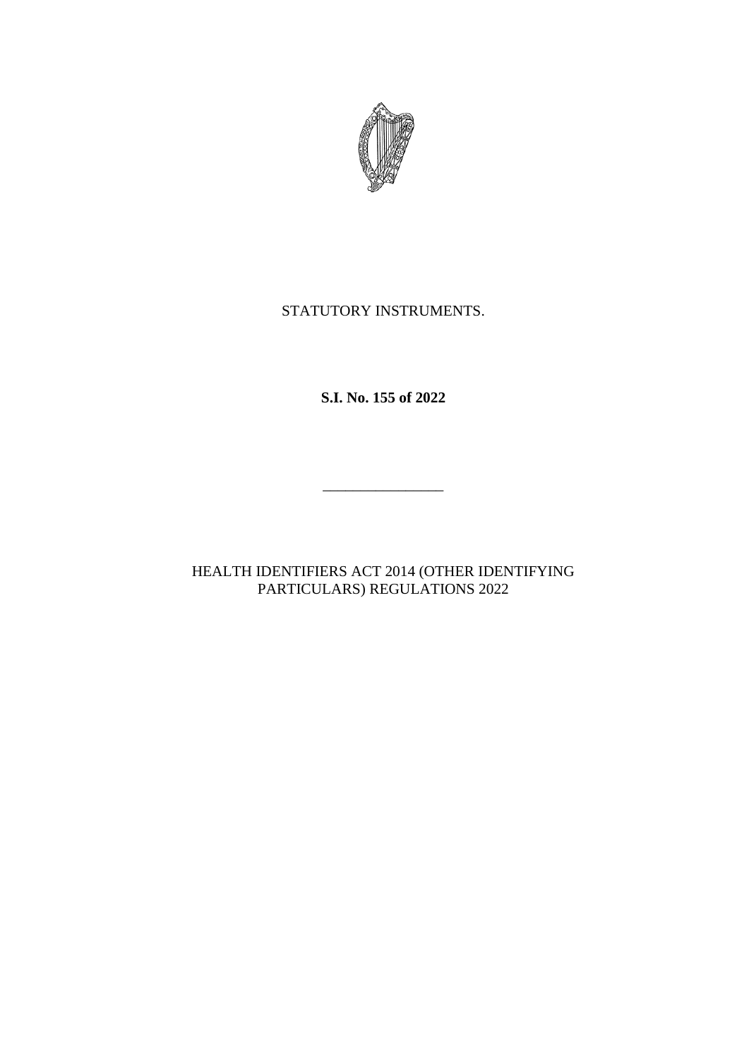STATUTORY INSTRUMENTS.

**S.I. No. 155 of 2022**

---

HEALTH IDENTIFIERS ACT 2014 (OTHER IDENTIFYING PARTICULARS) REGULATIONS 2022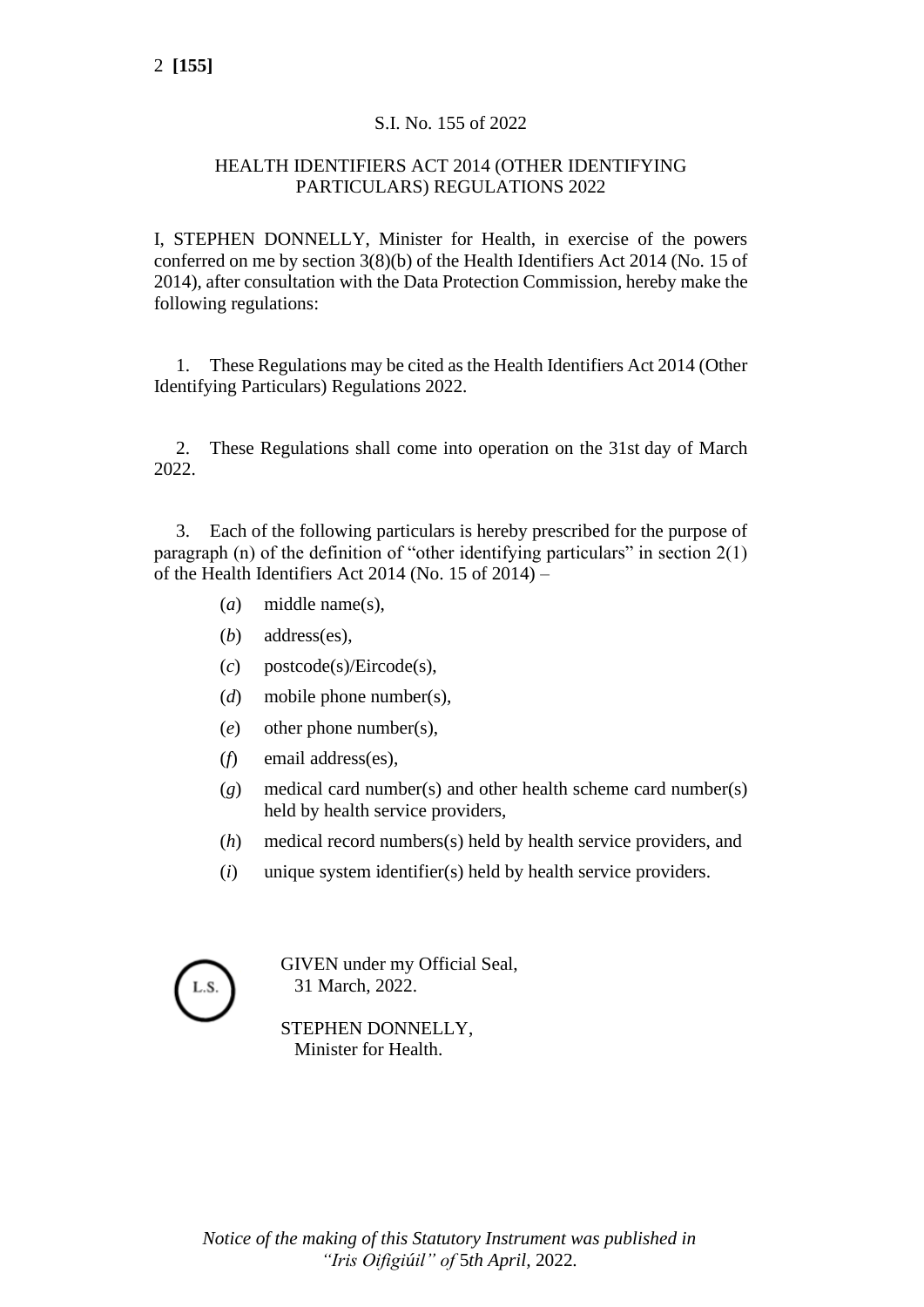S.I. No. 155 of 2022

HEALTH IDENTIFIERS ACT 2014 (OTHER IDENTIFYING PARTICULARS) REGULATIONS 2022

I, STEPHEN DONNELLY, Minister for Health, in exercise of the powers conferred on me by section 3(8)(b) of the Health Identifiers Act 2014 (No. 15 of 2014), after consultation with the Data Protection Commission, hereby make the following regulations:

1. These Regulations may be cited as the Health Identifiers Act 2014 (Other Identifying Particulars) Regulations 2022.

2. These Regulations shall come into operation on the 31st day of March 2022.

3. Each of the following particulars is hereby prescribed for the purpose of paragraph (n) of the definition of "other identifying particulars" in section 2(1) of the Health Identifiers Act 2014 (No. 15 of 2014) –

(*a*) middle name(s),

(*b*) address(es),

(*c*) postcode(s)/Eircode(s),

(*d*) mobile phone number(s),

(*e*) other phone number(s),

(*f*) email address(es),

(*g*) medical card number(s) and other health scheme card number(s) held by health service providers,

(*h*) medical record numbers(s) held by health service providers, and

(*i*) unique system identifier(s) held by health service providers.

L.S.

GIVEN under my Official Seal,
31 March, 2022.

STEPHEN DONNELLY,
Minister for Health.

*Notice of the making of this Statutory Instrument was published in "Iris Oifigiúil" of* 5*th April,* 2022.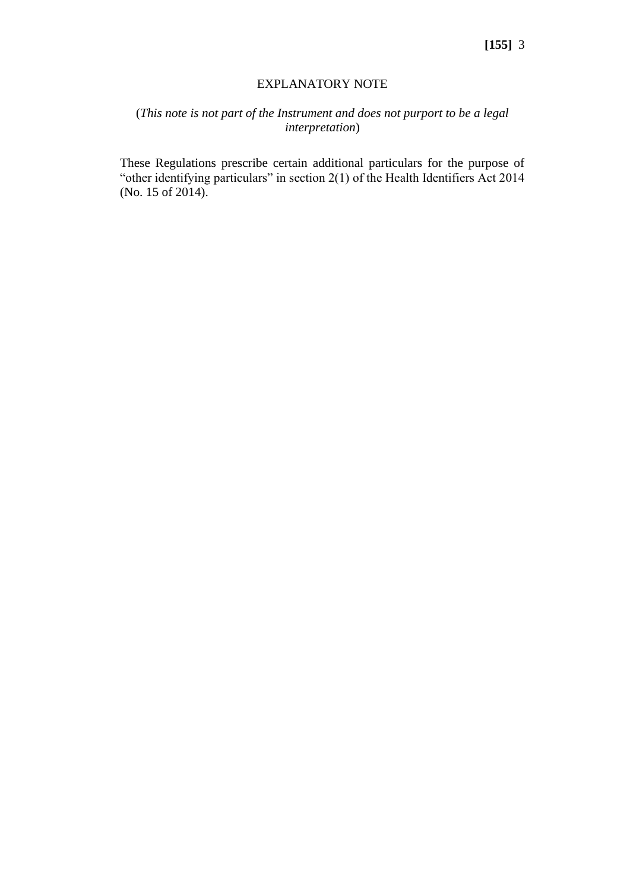## EXPLANATORY NOTE

(*This note is not part of the Instrument and does not purport to be a legal interpretation*)

These Regulations prescribe certain additional particulars for the purpose of "other identifying particulars" in section 2(1) of the Health Identifiers Act 2014 (No. 15 of 2014).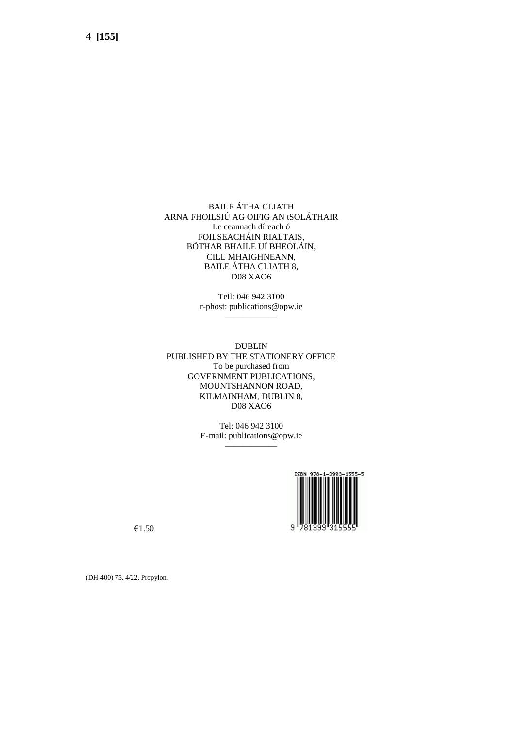BAILE ÁTHA CLIATH
ARNA FHOILSIÚ AG OIFIG AN tSOLÁTHAIR
Le ceannach díreach ó
FOILSEACHÁIN RIALTAIS,
BÓTHAR BHAILE UÍ BHEOLÁIN,
CILL MHAIGHNEANN,
BAILE ÁTHA CLIATH 8,
D08 XAO6

Teil: 046 942 3100
r-phost: publications@opw.ie

---

DUBLIN
PUBLISHED BY THE STATIONERY OFFICE
To be purchased from
GOVERNMENT PUBLICATIONS,
MOUNTSHANNON ROAD,
KILMAINHAM, DUBLIN 8,
D08 XAO6

Tel: 046 942 3100
E-mail: publications@opw.ie

---

ISBN 978-1-3993-1555-5

9 781399 315555

€1.50

(DH-400) 75. 4/22. Propylon.